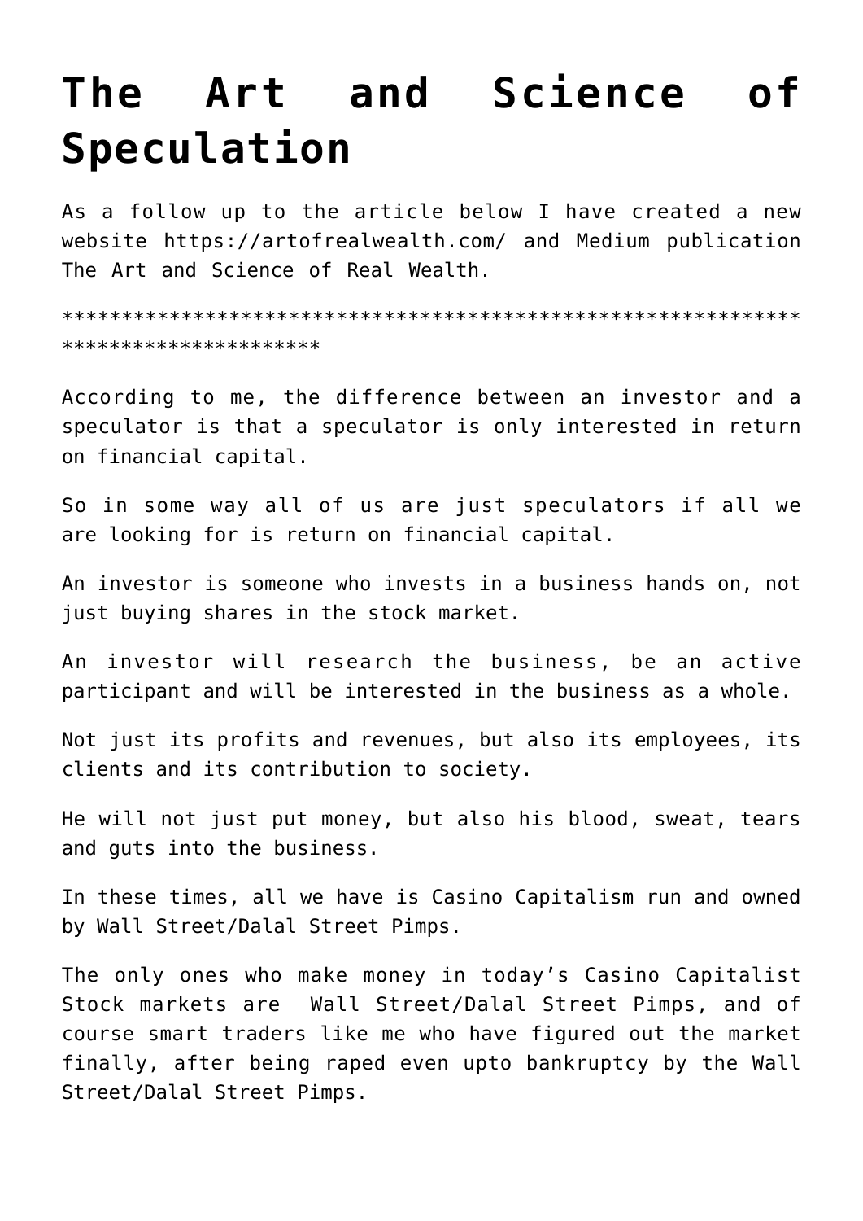# The Art and Science of Speculation

As a follow up to the article below I have created a new website https://artofrealwealth.com/ and Medium publication The Art and Science of Real Wealth.

*********************************************************************************

According to me, the difference between an investor and a speculator is that a speculator is only interested in return on financial capital.

So in some way all of us are just speculators if all we are looking for is return on financial capital.

An investor is someone who invests in a business hands on, not just buying shares in the stock market.

An investor will research the business, be an active participant and will be interested in the business as a whole.

Not just its profits and revenues, but also its employees, its clients and its contribution to society.

He will not just put money, but also his blood, sweat, tears and guts into the business.

In these times, all we have is Casino Capitalism run and owned by Wall Street/Dalal Street Pimps.

The only ones who make money in today's Casino Capitalist Stock markets are  Wall Street/Dalal Street Pimps, and of course smart traders like me who have figured out the market finally, after being raped even upto bankruptcy by the Wall Street/Dalal Street Pimps.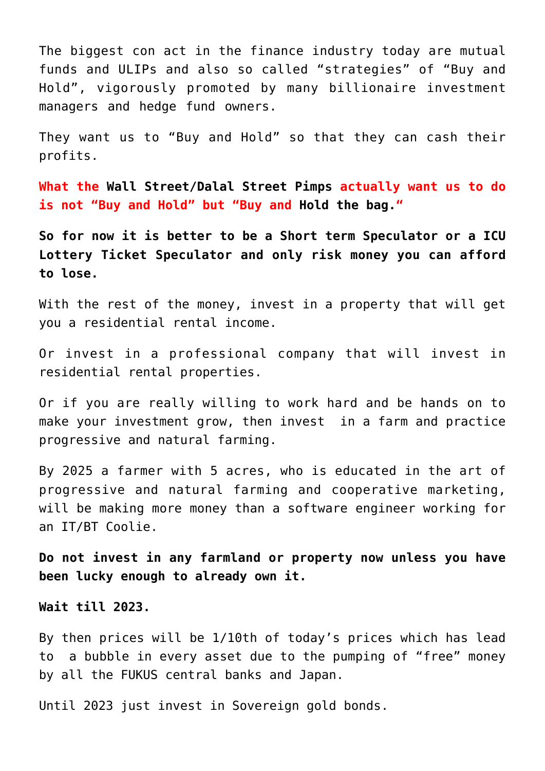The biggest con act in the finance industry today are mutual funds and ULIPs and also so called “strategies” of “Buy and Hold”, vigorously promoted by many billionaire investment managers and hedge fund owners.

They want us to “Buy and Hold” so that they can cash their profits.

**What the Wall Street/Dalal Street Pimps actually want us to do is not “Buy and Hold” but “Buy and Hold the bag.“**

**So for now it is better to be a Short term Speculator or a ICU Lottery Ticket Speculator and only risk money you can afford to lose.**

With the rest of the money, invest in a property that will get you a residential rental income.

Or invest in a professional company that will invest in residential rental properties.

Or if you are really willing to work hard and be hands on to make your investment grow, then invest  in a farm and practice progressive and natural farming.

By 2025 a farmer with 5 acres, who is educated in the art of progressive and natural farming and cooperative marketing, will be making more money than a software engineer working for an IT/BT Coolie.

**Do not invest in any farmland or property now unless you have been lucky enough to already own it.**

**Wait till 2023.**

By then prices will be 1/10th of today’s prices which has lead to  a bubble in every asset due to the pumping of “free” money by all the FUKUS central banks and Japan.

Until 2023 just invest in Sovereign gold bonds.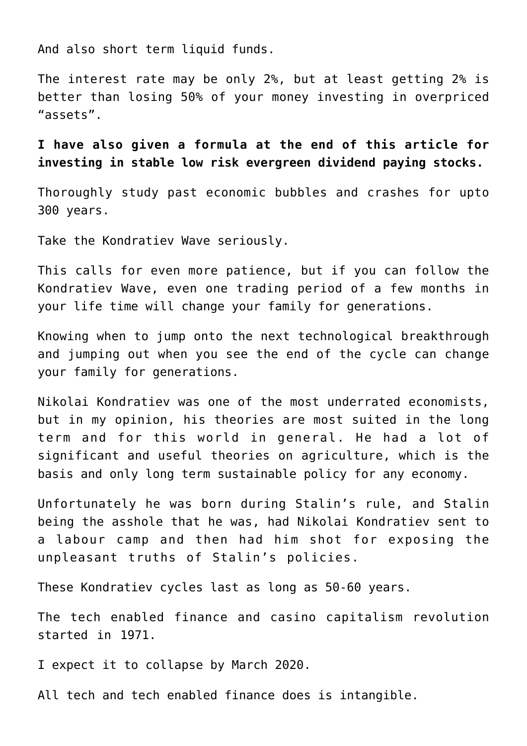And also short term liquid funds.

The interest rate may be only 2%, but at least getting 2% is better than losing 50% of your money investing in overpriced "assets".

**I have also given a formula at the end of this article for investing in stable low risk evergreen dividend paying stocks.**

Thoroughly study past economic bubbles and crashes for upto 300 years.

Take the Kondratiev Wave seriously.

This calls for even more patience, but if you can follow the Kondratiev Wave, even one trading period of a few months in your life time will change your family for generations.

Knowing when to jump onto the next technological breakthrough and jumping out when you see the end of the cycle can change your family for generations.

Nikolai Kondratiev was one of the most underrated economists, but in my opinion, his theories are most suited in the long term and for this world in general. He had a lot of significant and useful theories on agriculture, which is the basis and only long term sustainable policy for any economy.

Unfortunately he was born during Stalin's rule, and Stalin being the asshole that he was, had Nikolai Kondratiev sent to a labour camp and then had him shot for exposing the unpleasant truths of Stalin's policies.

These Kondratiev cycles last as long as 50-60 years.

The tech enabled finance and casino capitalism revolution started in 1971.

I expect it to collapse by March 2020.

All tech and tech enabled finance does is intangible.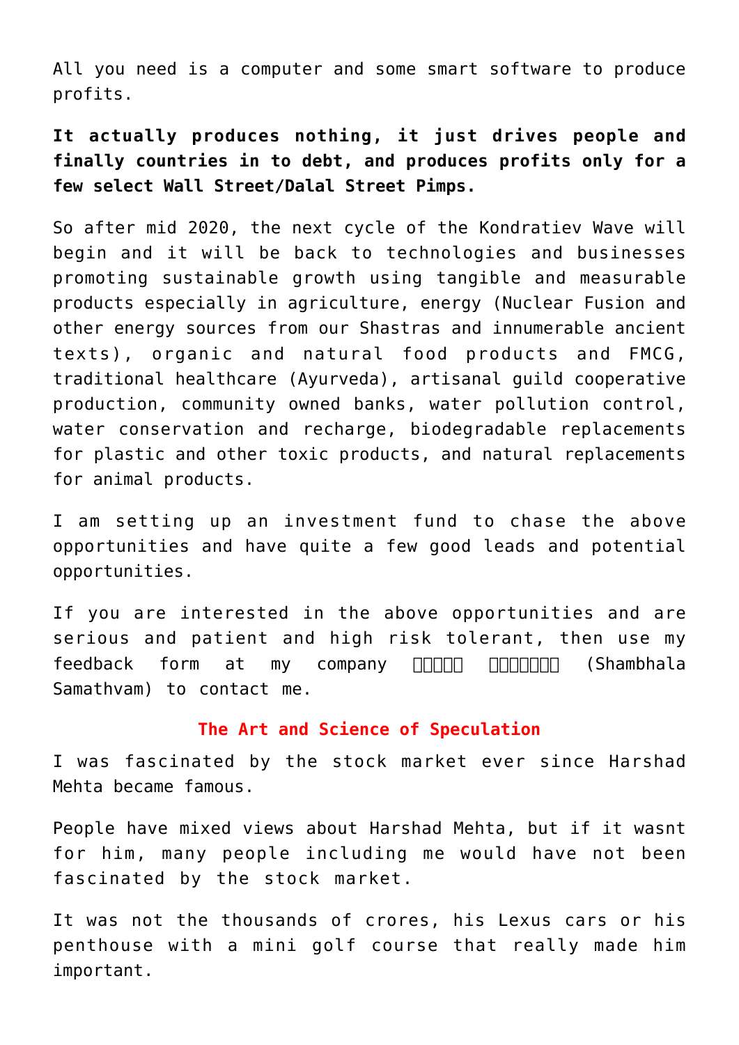All you need is a computer and some smart software to produce profits.

**It actually produces nothing, it just drives people and finally countries in to debt, and produces profits only for a few select Wall Street/Dalal Street Pimps.**

So after mid 2020, the next cycle of the Kondratiev Wave will begin and it will be back to technologies and businesses promoting sustainable growth using tangible and measurable products especially in agriculture, energy (Nuclear Fusion and other energy sources from our Shastras and innumerable ancient texts), organic and natural food products and FMCG, traditional healthcare (Ayurveda), artisanal guild cooperative production, community owned banks, water pollution control, water conservation and recharge, biodegradable replacements for plastic and other toxic products, and natural replacements for animal products.

I am setting up an investment fund to chase the above opportunities and have quite a few good leads and potential opportunities.

If you are interested in the above opportunities and are serious and patient and high risk tolerant, then use my feedback form at my company □□□□□ □□□□□□□ (Shambhala Samathvam) to contact me.

## The Art and Science of Speculation

I was fascinated by the stock market ever since Harshad Mehta became famous.

People have mixed views about Harshad Mehta, but if it wasnt for him, many people including me would have not been fascinated by the stock market.

It was not the thousands of crores, his Lexus cars or his penthouse with a mini golf course that really made him important.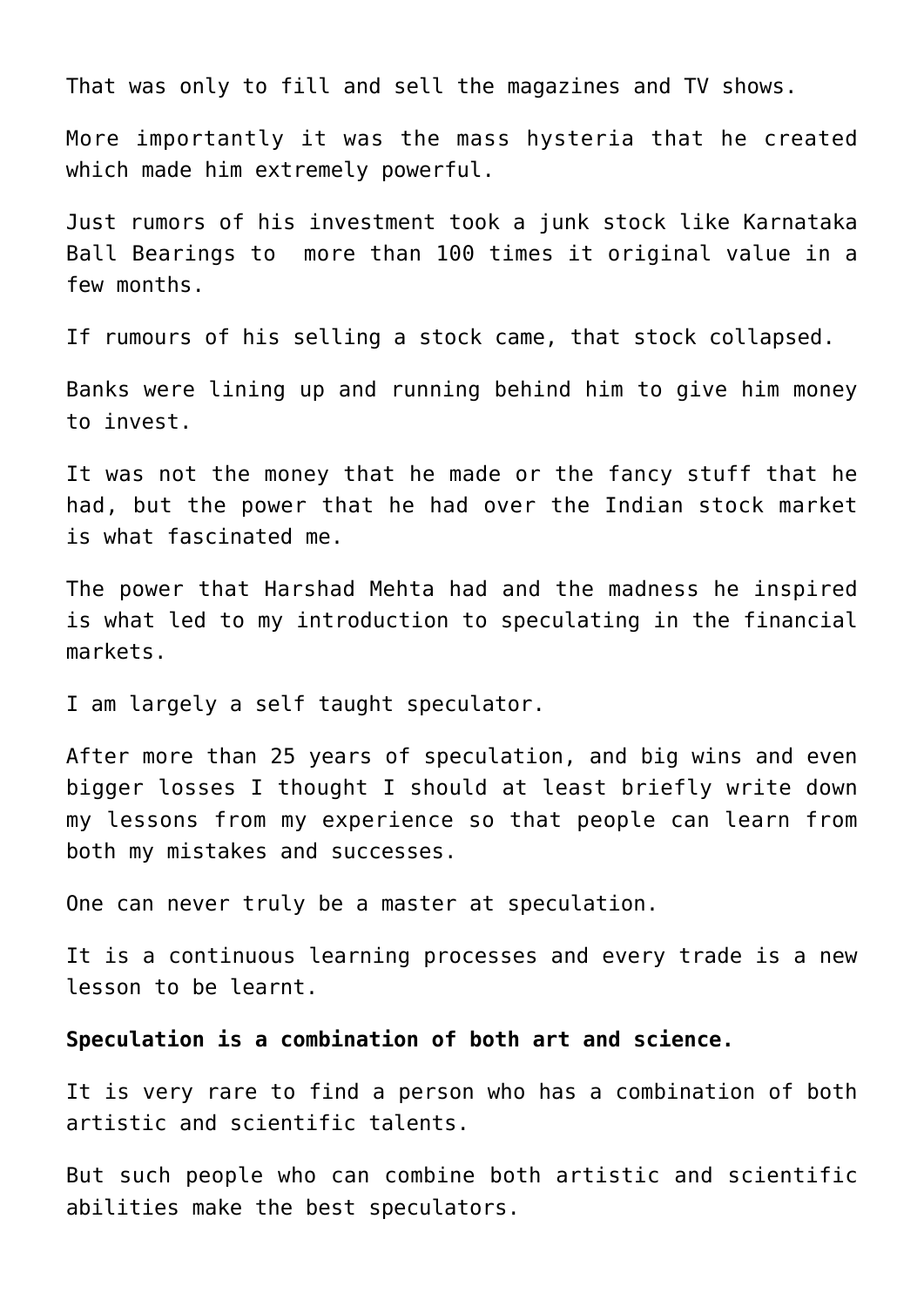That was only to fill and sell the magazines and TV shows.

More importantly it was the mass hysteria that he created which made him extremely powerful.

Just rumors of his investment took a junk stock like Karnataka Ball Bearings to  more than 100 times it original value in a few months.

If rumours of his selling a stock came, that stock collapsed.

Banks were lining up and running behind him to give him money to invest.

It was not the money that he made or the fancy stuff that he had, but the power that he had over the Indian stock market is what fascinated me.

The power that Harshad Mehta had and the madness he inspired is what led to my introduction to speculating in the financial markets.

I am largely a self taught speculator.

After more than 25 years of speculation, and big wins and even bigger losses I thought I should at least briefly write down my lessons from my experience so that people can learn from both my mistakes and successes.

One can never truly be a master at speculation.

It is a continuous learning processes and every trade is a new lesson to be learnt.

**Speculation is a combination of both art and science.**

It is very rare to find a person who has a combination of both artistic and scientific talents.

But such people who can combine both artistic and scientific abilities make the best speculators.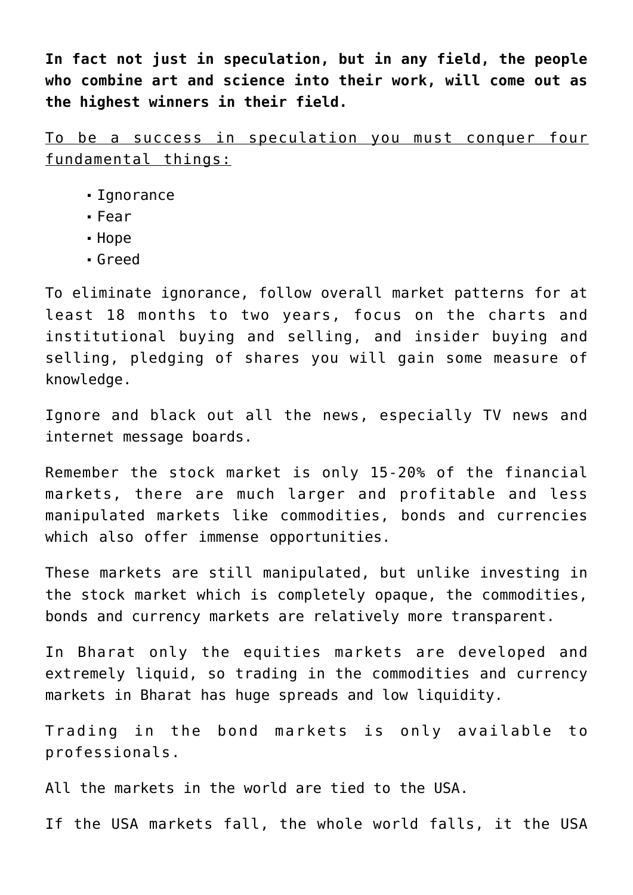**In fact not just in speculation, but in any field, the people who combine art and science into their work, will come out as the highest winners in their field.**

<u>To be a success in speculation you must conquer four fundamental things:</u>

- Ignorance
- Fear
- Hope
- Greed

To eliminate ignorance, follow overall market patterns for at least 18 months to two years, focus on the charts and institutional buying and selling, and insider buying and selling, pledging of shares you will gain some measure of knowledge.

Ignore and black out all the news, especially TV news and internet message boards.

Remember the stock market is only 15-20% of the financial markets, there are much larger and profitable and less manipulated markets like commodities, bonds and currencies which also offer immense opportunities.

These markets are still manipulated, but unlike investing in the stock market which is completely opaque, the commodities, bonds and currency markets are relatively more transparent.

In Bharat only the equities markets are developed and extremely liquid, so trading in the commodities and currency markets in Bharat has huge spreads and low liquidity.

Trading in the bond markets is only available to professionals.

All the markets in the world are tied to the USA.

If the USA markets fall, the whole world falls, it the USA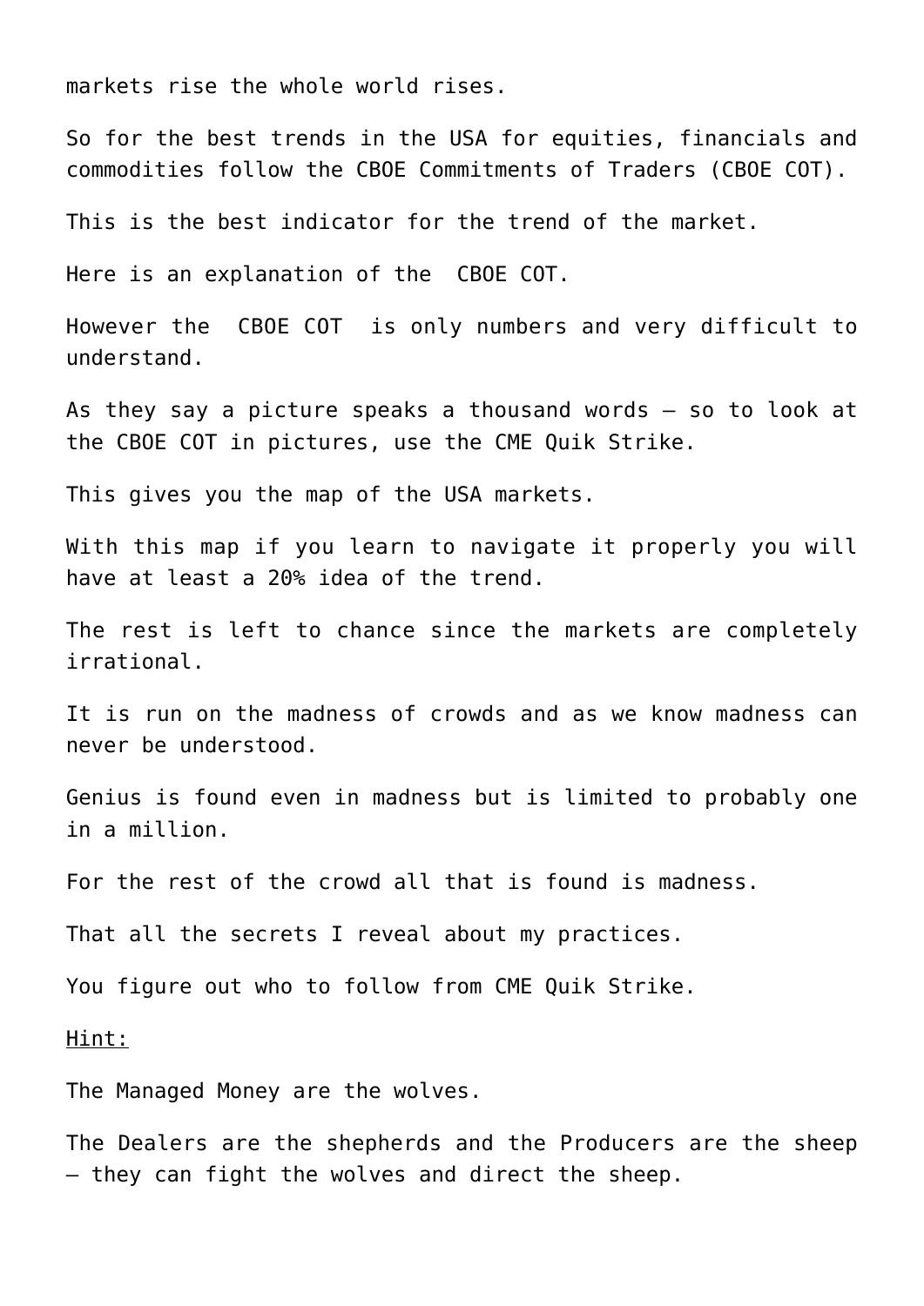markets rise the whole world rises.

So for the best trends in the USA for equities, financials and commodities follow the CBOE Commitments of Traders (CBOE COT).

This is the best indicator for the trend of the market.

Here is an explanation of the  CBOE COT.

However the  CBOE COT  is only numbers and very difficult to understand.

As they say a picture speaks a thousand words – so to look at the CBOE COT in pictures, use the CME Quik Strike.

This gives you the map of the USA markets.

With this map if you learn to navigate it properly you will have at least a 20% idea of the trend.

The rest is left to chance since the markets are completely irrational.

It is run on the madness of crowds and as we know madness can never be understood.

Genius is found even in madness but is limited to probably one in a million.

For the rest of the crowd all that is found is madness.

That all the secrets I reveal about my practices.

You figure out who to follow from CME Quik Strike.

<u>Hint:</u>

The Managed Money are the wolves.

The Dealers are the shepherds and the Producers are the sheep – they can fight the wolves and direct the sheep.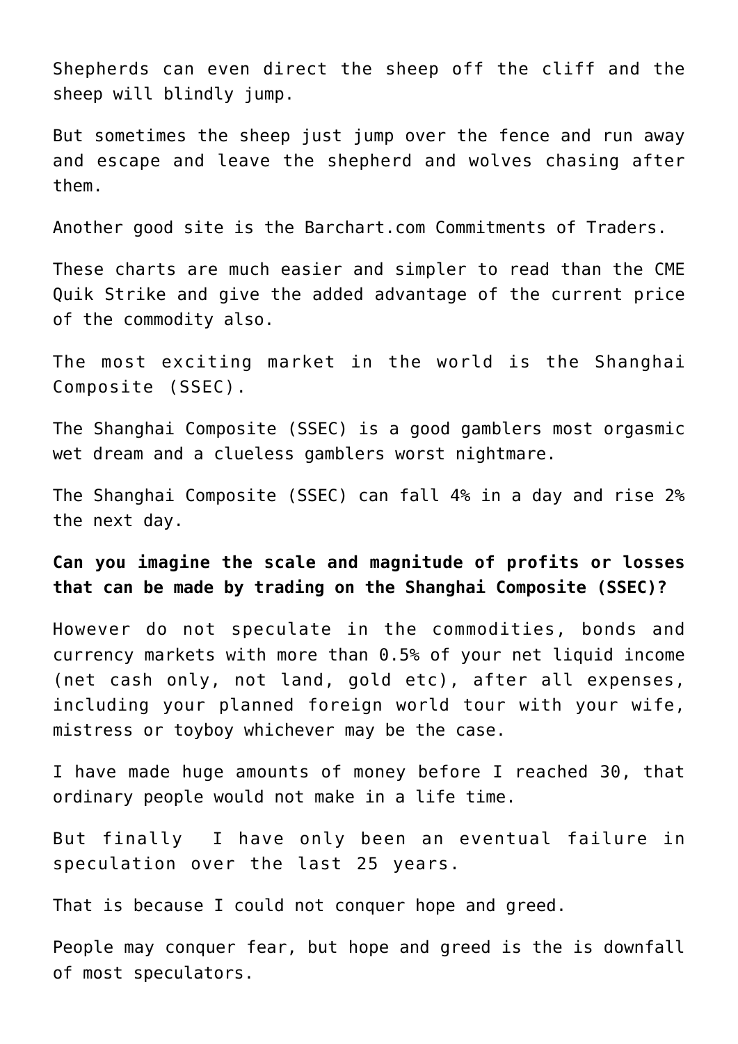Shepherds can even direct the sheep off the cliff and the sheep will blindly jump.

But sometimes the sheep just jump over the fence and run away and escape and leave the shepherd and wolves chasing after them.

Another good site is the Barchart.com Commitments of Traders.

These charts are much easier and simpler to read than the CME Quik Strike and give the added advantage of the current price of the commodity also.

The most exciting market in the world is the Shanghai Composite (SSEC).

The Shanghai Composite (SSEC) is a good gamblers most orgasmic wet dream and a clueless gamblers worst nightmare.

The Shanghai Composite (SSEC) can fall 4% in a day and rise 2% the next day.

**Can you imagine the scale and magnitude of profits or losses that can be made by trading on the Shanghai Composite (SSEC)?**

However do not speculate in the commodities, bonds and currency markets with more than 0.5% of your net liquid income (net cash only, not land, gold etc), after all expenses, including your planned foreign world tour with your wife, mistress or toyboy whichever may be the case.

I have made huge amounts of money before I reached 30, that ordinary people would not make in a life time.

But finally I have only been an eventual failure in speculation over the last 25 years.

That is because I could not conquer hope and greed.

People may conquer fear, but hope and greed is the is downfall of most speculators.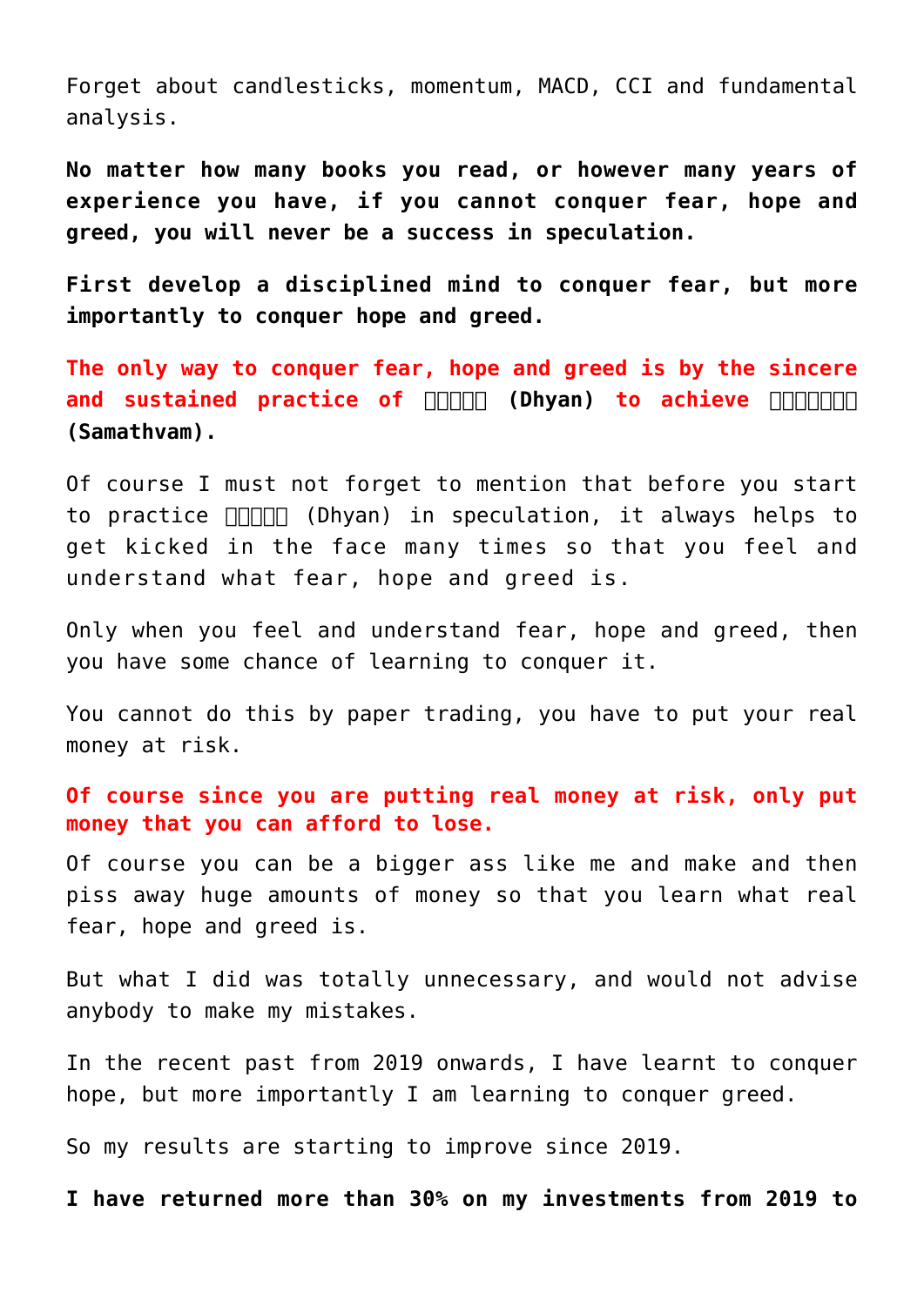Forget about candlesticks, momentum, MACD, CCI and fundamental analysis.

**No matter how many books you read, or however many years of experience you have, if you cannot conquer fear, hope and greed, you will never be a success in speculation.**

**First develop a disciplined mind to conquer fear, but more importantly to conquer hope and greed.**

**The only way to conquer fear, hope and greed is by the sincere and sustained practice of ध्यान (Dhyan) to achieve समत्वम् (Samathvam).**

Of course I must not forget to mention that before you start to practice ध्यान (Dhyan) in speculation, it always helps to get kicked in the face many times so that you feel and understand what fear, hope and greed is.

Only when you feel and understand fear, hope and greed, then you have some chance of learning to conquer it.

You cannot do this by paper trading, you have to put your real money at risk.

**Of course since you are putting real money at risk, only put money that you can afford to lose.**

Of course you can be a bigger ass like me and make and then piss away huge amounts of money so that you learn what real fear, hope and greed is.

But what I did was totally unnecessary, and would not advise anybody to make my mistakes.

In the recent past from 2019 onwards, I have learnt to conquer hope, but more importantly I am learning to conquer greed.

So my results are starting to improve since 2019.

**I have returned more than 30% on my investments from 2019 to**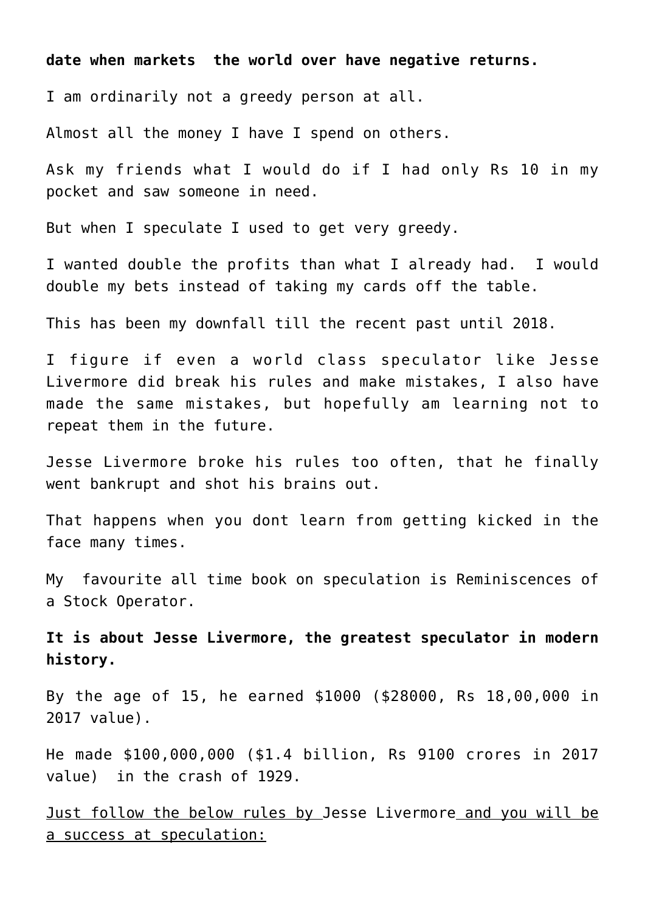**date when markets  the world over have negative returns.**

I am ordinarily not a greedy person at all.

Almost all the money I have I spend on others.

Ask my friends what I would do if I had only Rs 10 in my pocket and saw someone in need.

But when I speculate I used to get very greedy.

I wanted double the profits than what I already had.  I would double my bets instead of taking my cards off the table.

This has been my downfall till the recent past until 2018.

I figure if even a world class speculator like Jesse Livermore did break his rules and make mistakes, I also have made the same mistakes, but hopefully am learning not to repeat them in the future.

Jesse Livermore broke his rules too often, that he finally went bankrupt and shot his brains out.

That happens when you dont learn from getting kicked in the face many times.

My  favourite all time book on speculation is Reminiscences of a Stock Operator.

**It is about Jesse Livermore, the greatest speculator in modern history.**

By the age of 15, he earned $1000 ($28000, Rs 18,00,000 in 2017 value).

He made $100,000,000 ($1.4 billion, Rs 9100 crores in 2017 value)  in the crash of 1929.

<u>Just follow the below rules by </u>Jesse Livermore<u> and you will be a success at speculation:</u>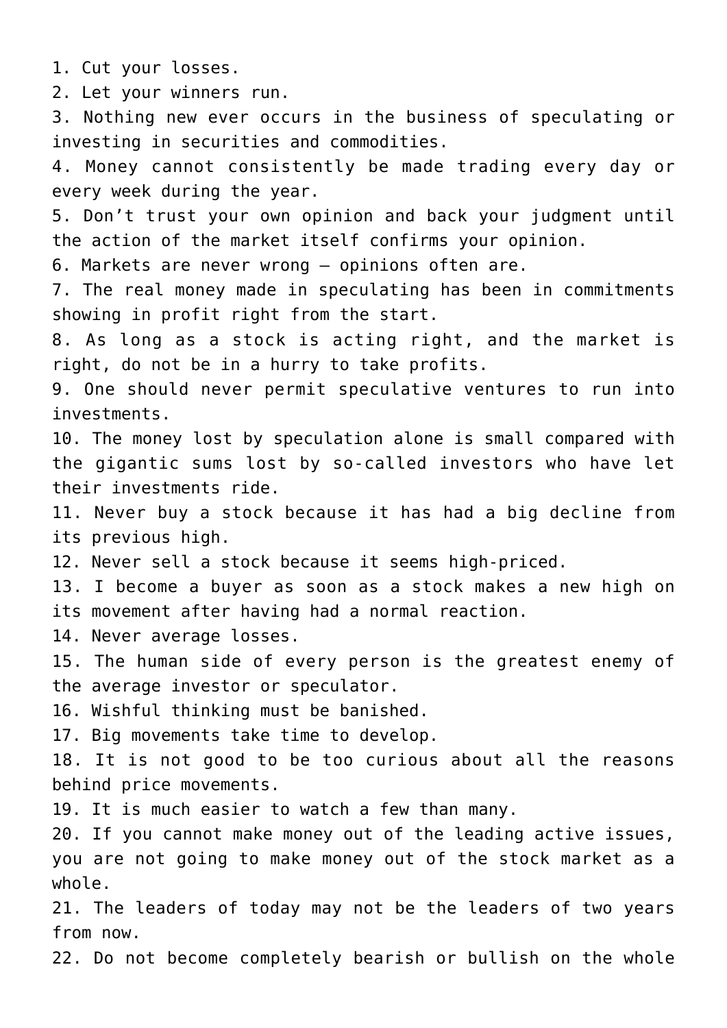1. Cut your losses.
2. Let your winners run.
3. Nothing new ever occurs in the business of speculating or investing in securities and commodities.
4. Money cannot consistently be made trading every day or every week during the year.
5. Don't trust your own opinion and back your judgment until the action of the market itself confirms your opinion.
6. Markets are never wrong – opinions often are.
7. The real money made in speculating has been in commitments showing in profit right from the start.
8. As long as a stock is acting right, and the market is right, do not be in a hurry to take profits.
9. One should never permit speculative ventures to run into investments.
10. The money lost by speculation alone is small compared with the gigantic sums lost by so-called investors who have let their investments ride.
11. Never buy a stock because it has had a big decline from its previous high.
12. Never sell a stock because it seems high-priced.
13. I become a buyer as soon as a stock makes a new high on its movement after having had a normal reaction.
14. Never average losses.
15. The human side of every person is the greatest enemy of the average investor or speculator.
16. Wishful thinking must be banished.
17. Big movements take time to develop.
18. It is not good to be too curious about all the reasons behind price movements.
19. It is much easier to watch a few than many.
20. If you cannot make money out of the leading active issues, you are not going to make money out of the stock market as a whole.
21. The leaders of today may not be the leaders of two years from now.
22. Do not become completely bearish or bullish on the whole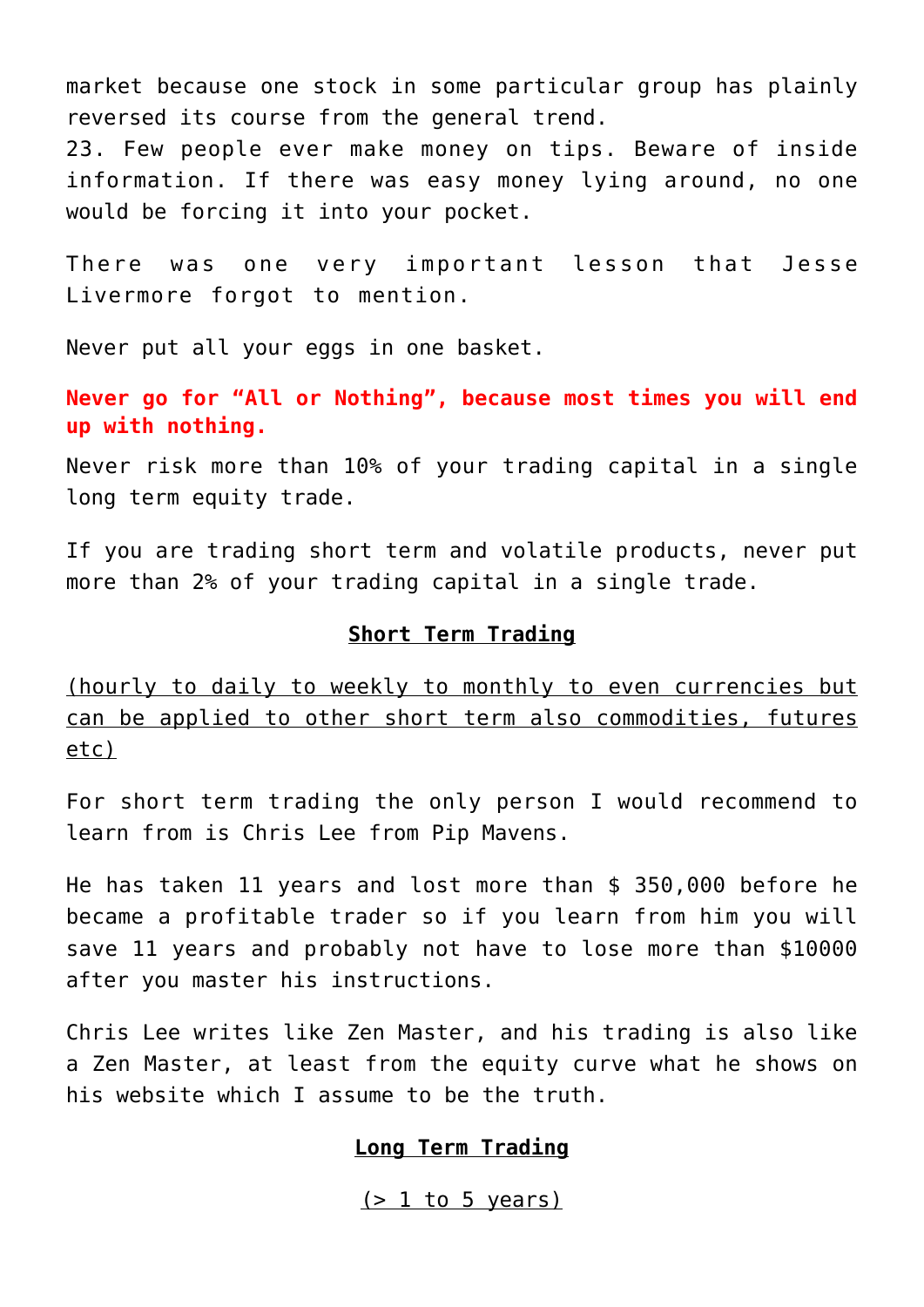market because one stock in some particular group has plainly reversed its course from the general trend.

23. Few people ever make money on tips. Beware of inside information. If there was easy money lying around, no one would be forcing it into your pocket.

There was one very important lesson that Jesse Livermore forgot to mention.

Never put all your eggs in one basket.

**Never go for “All or Nothing”, because most times you will end up with nothing.**

Never risk more than 10% of your trading capital in a single long term equity trade.

If you are trading short term and volatile products, never put more than 2% of your trading capital in a single trade.

## Short Term Trading

(hourly to daily to weekly to monthly to even currencies but can be applied to other short term also commodities, futures etc)

For short term trading the only person I would recommend to learn from is Chris Lee from Pip Mavens.

He has taken 11 years and lost more than $ 350,000 before he became a profitable trader so if you learn from him you will save 11 years and probably not have to lose more than $10000 after you master his instructions.

Chris Lee writes like Zen Master, and his trading is also like a Zen Master, at least from the equity curve what he shows on his website which I assume to be the truth.

## Long Term Trading

(> 1 to 5 years)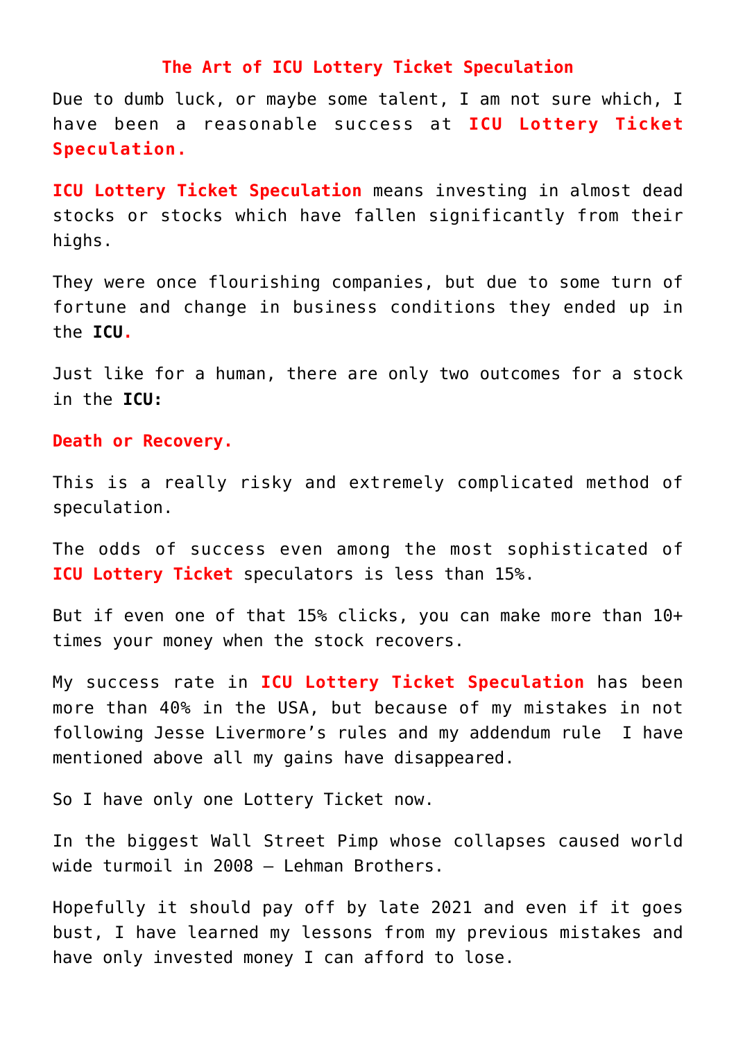## The Art of ICU Lottery Ticket Speculation

Due to dumb luck, or maybe some talent, I am not sure which, I have been a reasonable success at **ICU Lottery Ticket Speculation.**

**ICU Lottery Ticket Speculation** means investing in almost dead stocks or stocks which have fallen significantly from their highs.

They were once flourishing companies, but due to some turn of fortune and change in business conditions they ended up in the **ICU.**

Just like for a human, there are only two outcomes for a stock in the **ICU:**

**Death or Recovery.**

This is a really risky and extremely complicated method of speculation.

The odds of success even among the most sophisticated of **ICU Lottery Ticket** speculators is less than 15%.

But if even one of that 15% clicks, you can make more than 10+ times your money when the stock recovers.

My success rate in **ICU Lottery Ticket Speculation** has been more than 40% in the USA, but because of my mistakes in not following Jesse Livermore's rules and my addendum rule I have mentioned above all my gains have disappeared.

So I have only one Lottery Ticket now.

In the biggest Wall Street Pimp whose collapses caused world wide turmoil in 2008 – Lehman Brothers.

Hopefully it should pay off by late 2021 and even if it goes bust, I have learned my lessons from my previous mistakes and have only invested money I can afford to lose.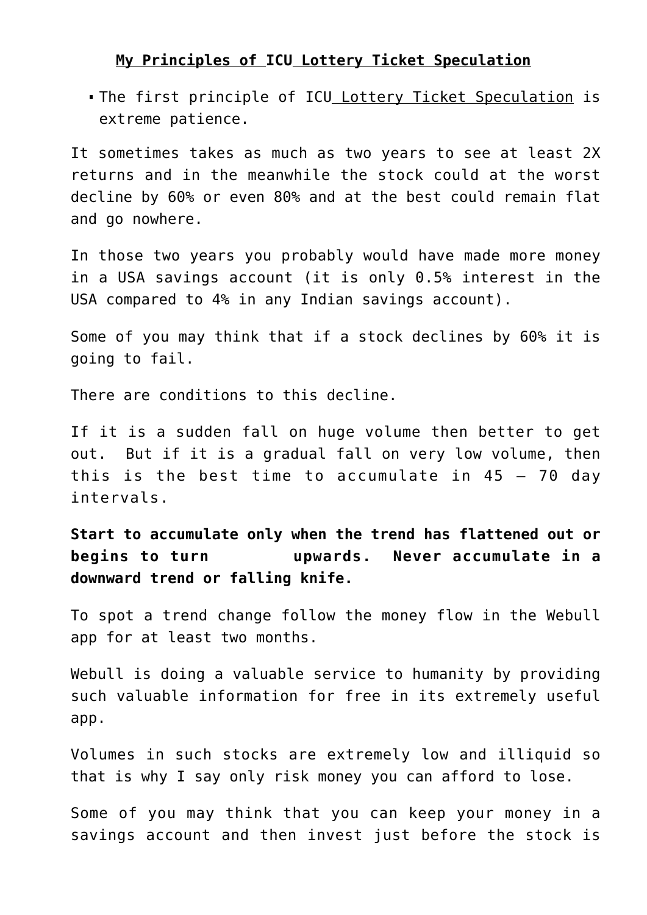## My Principles of ICU Lottery Ticket Speculation

- The first principle of ICU Lottery Ticket Speculation is extreme patience.

It sometimes takes as much as two years to see at least 2X returns and in the meanwhile the stock could at the worst decline by 60% or even 80% and at the best could remain flat and go nowhere.

In those two years you probably would have made more money in a USA savings account (it is only 0.5% interest in the USA compared to 4% in any Indian savings account).

Some of you may think that if a stock declines by 60% it is going to fail.

There are conditions to this decline.

If it is a sudden fall on huge volume then better to get out. But if it is a gradual fall on very low volume, then this is the best time to accumulate in 45 – 70 day intervals.

**Start to accumulate only when the trend has flattened out or begins to turn upwards. Never accumulate in a downward trend or falling knife.**

To spot a trend change follow the money flow in the Webull app for at least two months.

Webull is doing a valuable service to humanity by providing such valuable information for free in its extremely useful app.

Volumes in such stocks are extremely low and illiquid so that is why I say only risk money you can afford to lose.

Some of you may think that you can keep your money in a savings account and then invest just before the stock is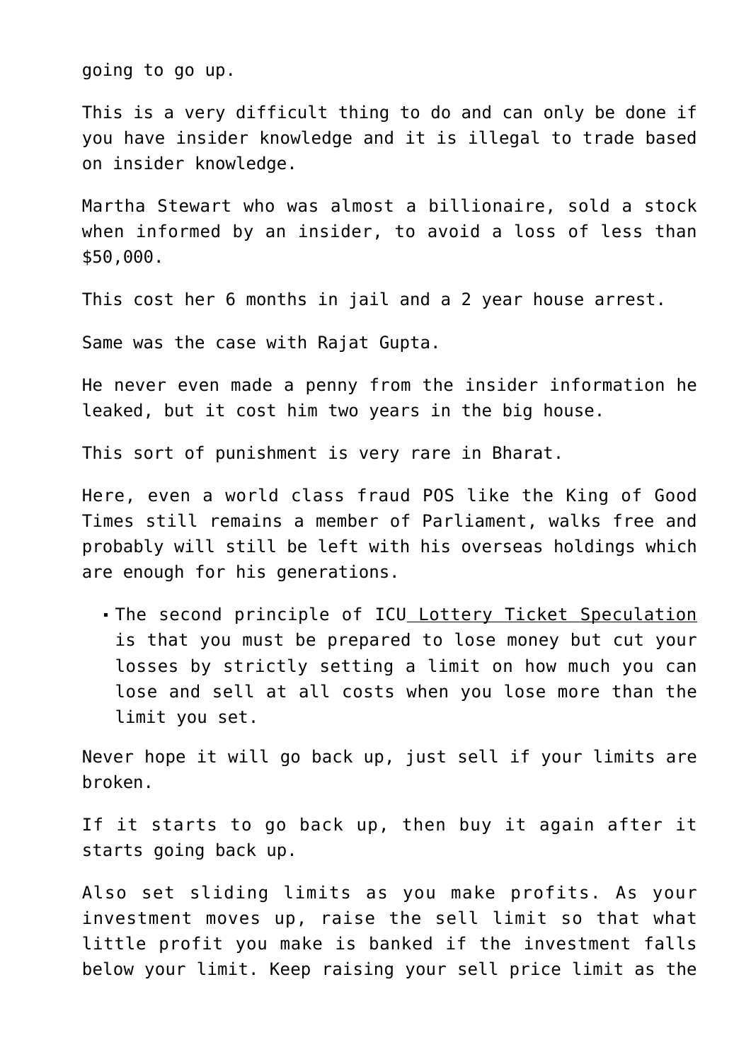going to go up.

This is a very difficult thing to do and can only be done if you have insider knowledge and it is illegal to trade based on insider knowledge.

Martha Stewart who was almost a billionaire, sold a stock when informed by an insider, to avoid a loss of less than $50,000.

This cost her 6 months in jail and a 2 year house arrest.

Same was the case with Rajat Gupta.

He never even made a penny from the insider information he leaked, but it cost him two years in the big house.

This sort of punishment is very rare in Bharat.

Here, even a world class fraud POS like the King of Good Times still remains a member of Parliament, walks free and probably will still be left with his overseas holdings which are enough for his generations.

- The second principle of ICU Lottery Ticket Speculation is that you must be prepared to lose money but cut your losses by strictly setting a limit on how much you can lose and sell at all costs when you lose more than the limit you set.

Never hope it will go back up, just sell if your limits are broken.

If it starts to go back up, then buy it again after it starts going back up.

Also set sliding limits as you make profits. As your investment moves up, raise the sell limit so that what little profit you make is banked if the investment falls below your limit. Keep raising your sell price limit as the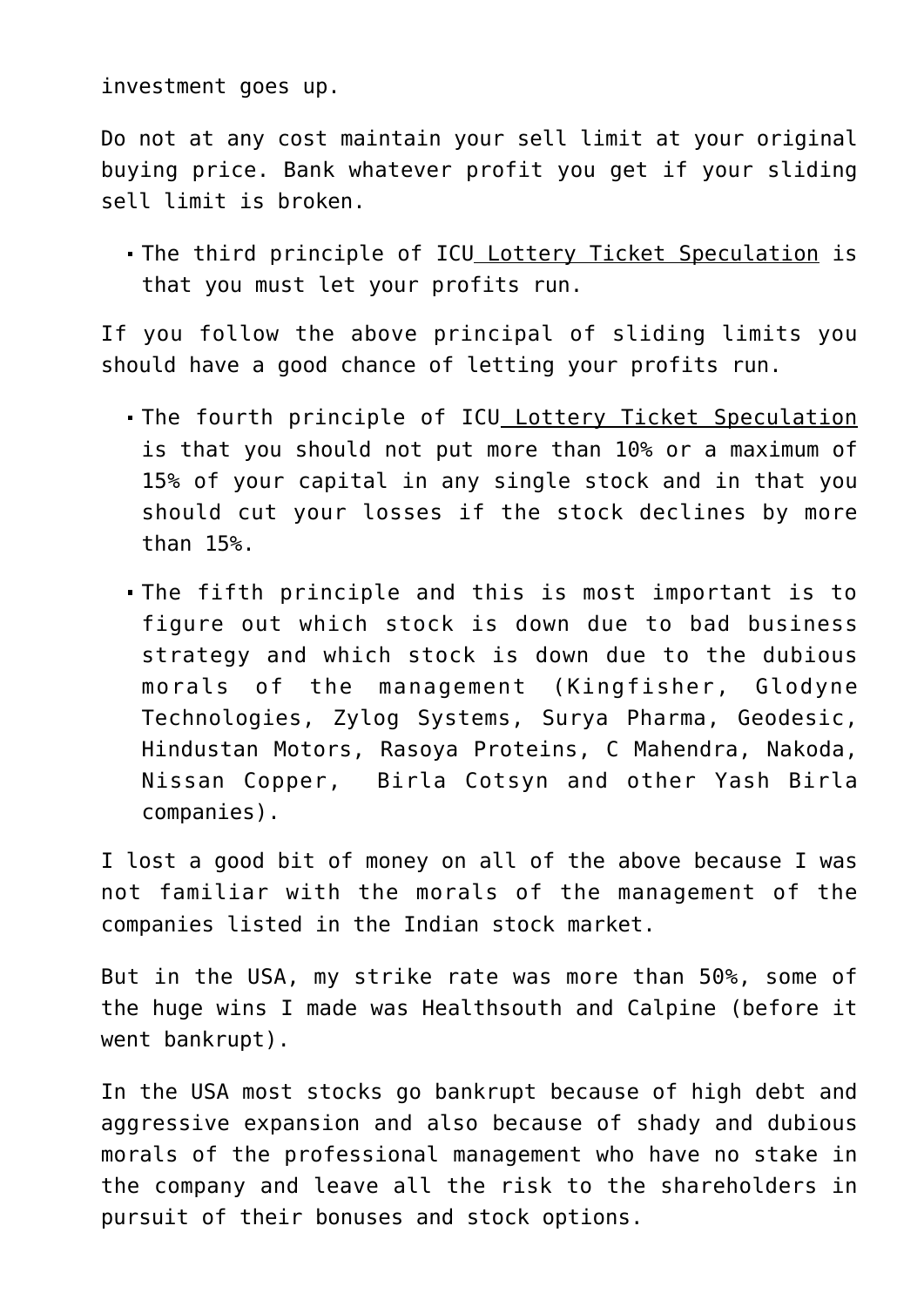investment goes up.

Do not at any cost maintain your sell limit at your original buying price. Bank whatever profit you get if your sliding sell limit is broken.

- The third principle of ICU Lottery Ticket Speculation is that you must let your profits run.

If you follow the above principal of sliding limits you should have a good chance of letting your profits run.

- The fourth principle of ICU Lottery Ticket Speculation is that you should not put more than 10% or a maximum of 15% of your capital in any single stock and in that you should cut your losses if the stock declines by more than 15%.
- The fifth principle and this is most important is to figure out which stock is down due to bad business strategy and which stock is down due to the dubious morals of the management (Kingfisher, Glodyne Technologies, Zylog Systems, Surya Pharma, Geodesic, Hindustan Motors, Rasoya Proteins, C Mahendra, Nakoda, Nissan Copper, Birla Cotsyn and other Yash Birla companies).

I lost a good bit of money on all of the above because I was not familiar with the morals of the management of the companies listed in the Indian stock market.

But in the USA, my strike rate was more than 50%, some of the huge wins I made was Healthsouth and Calpine (before it went bankrupt).

In the USA most stocks go bankrupt because of high debt and aggressive expansion and also because of shady and dubious morals of the professional management who have no stake in the company and leave all the risk to the shareholders in pursuit of their bonuses and stock options.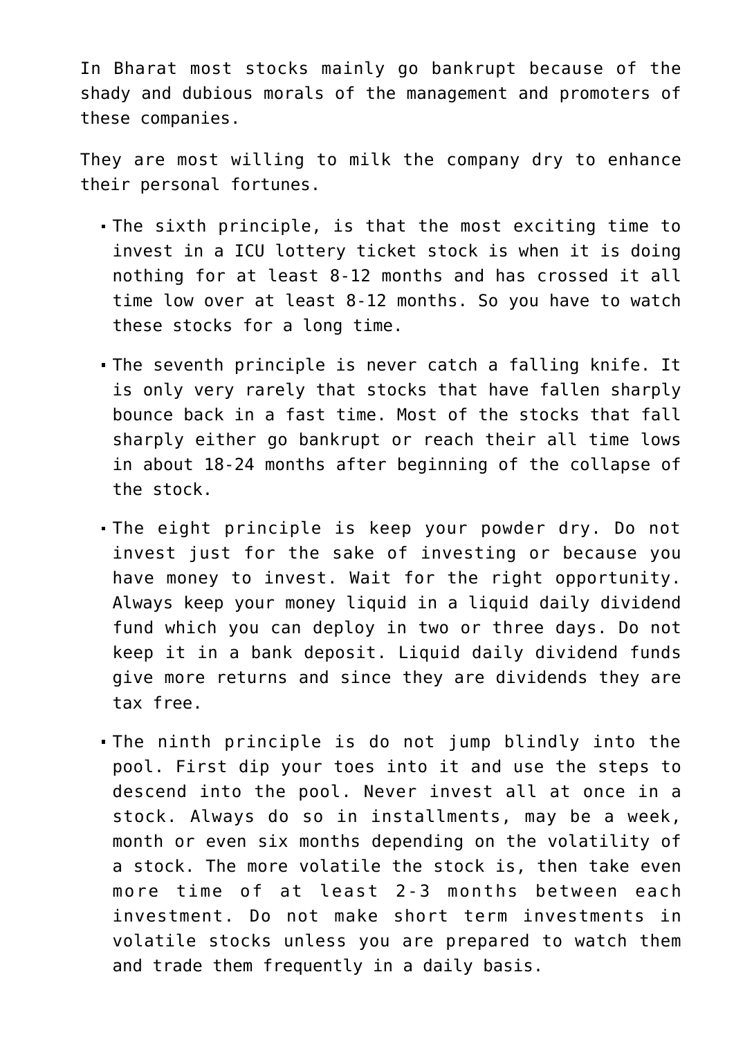In Bharat most stocks mainly go bankrupt because of the shady and dubious morals of the management and promoters of these companies.

They are most willing to milk the company dry to enhance their personal fortunes.

- The sixth principle, is that the most exciting time to invest in a ICU lottery ticket stock is when it is doing nothing for at least 8-12 months and has crossed it all time low over at least 8-12 months. So you have to watch these stocks for a long time.
- The seventh principle is never catch a falling knife. It is only very rarely that stocks that have fallen sharply bounce back in a fast time. Most of the stocks that fall sharply either go bankrupt or reach their all time lows in about 18-24 months after beginning of the collapse of the stock.
- The eight principle is keep your powder dry. Do not invest just for the sake of investing or because you have money to invest. Wait for the right opportunity. Always keep your money liquid in a liquid daily dividend fund which you can deploy in two or three days. Do not keep it in a bank deposit. Liquid daily dividend funds give more returns and since they are dividends they are tax free.
- The ninth principle is do not jump blindly into the pool. First dip your toes into it and use the steps to descend into the pool. Never invest all at once in a stock. Always do so in installments, may be a week, month or even six months depending on the volatility of a stock. The more volatile the stock is, then take even more time of at least 2-3 months between each investment. Do not make short term investments in volatile stocks unless you are prepared to watch them and trade them frequently in a daily basis.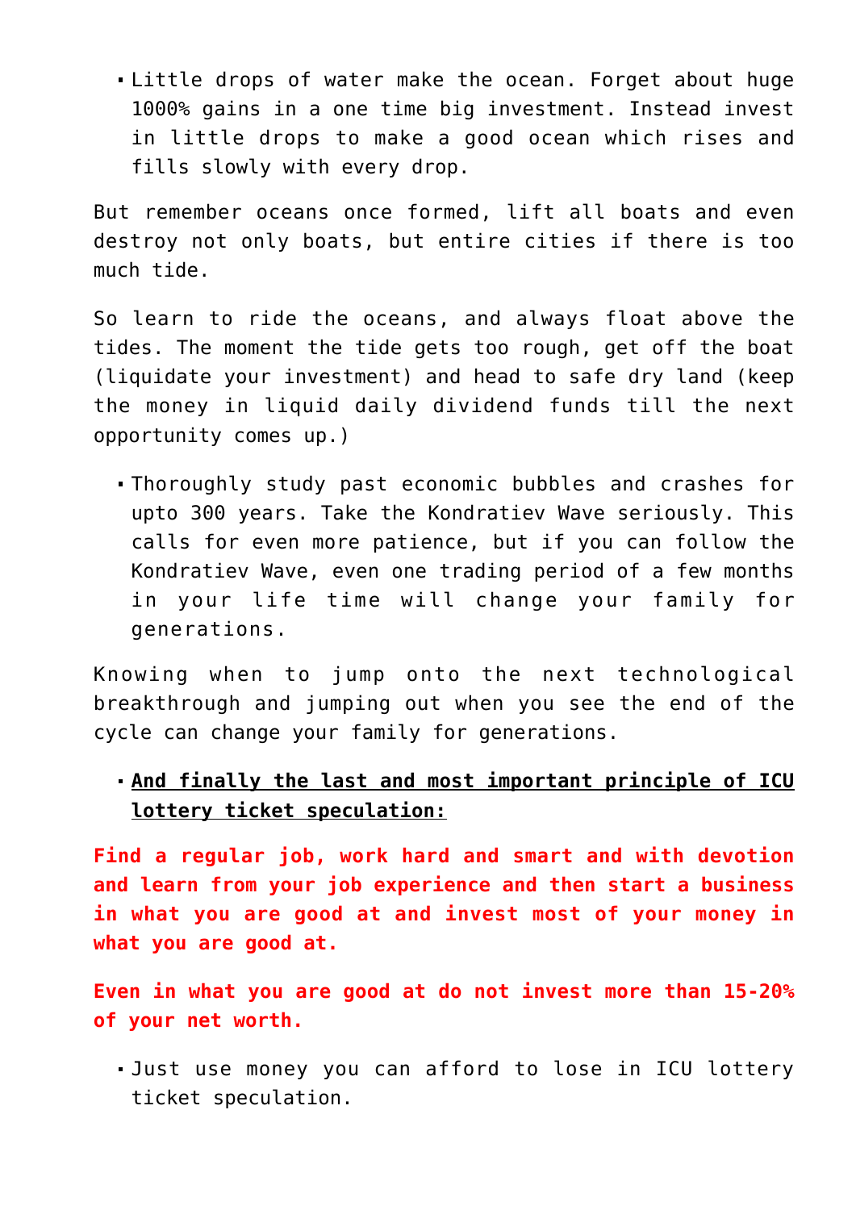- Little drops of water make the ocean. Forget about huge 1000% gains in a one time big investment. Instead invest in little drops to make a good ocean which rises and fills slowly with every drop.

But remember oceans once formed, lift all boats and even destroy not only boats, but entire cities if there is too much tide.

So learn to ride the oceans, and always float above the tides. The moment the tide gets too rough, get off the boat (liquidate your investment) and head to safe dry land (keep the money in liquid daily dividend funds till the next opportunity comes up.)

- Thoroughly study past economic bubbles and crashes for upto 300 years. Take the Kondratiev Wave seriously. This calls for even more patience, but if you can follow the Kondratiev Wave, even one trading period of a few months in your life time will change your family for generations.

Knowing when to jump onto the next technological breakthrough and jumping out when you see the end of the cycle can change your family for generations.

- **And finally the last and most important principle of ICU lottery ticket speculation:**

**Find a regular job, work hard and smart and with devotion and learn from your job experience and then start a business in what you are good at and invest most of your money in what you are good at.**

**Even in what you are good at do not invest more than 15-20% of your net worth.**

- Just use money you can afford to lose in ICU lottery ticket speculation.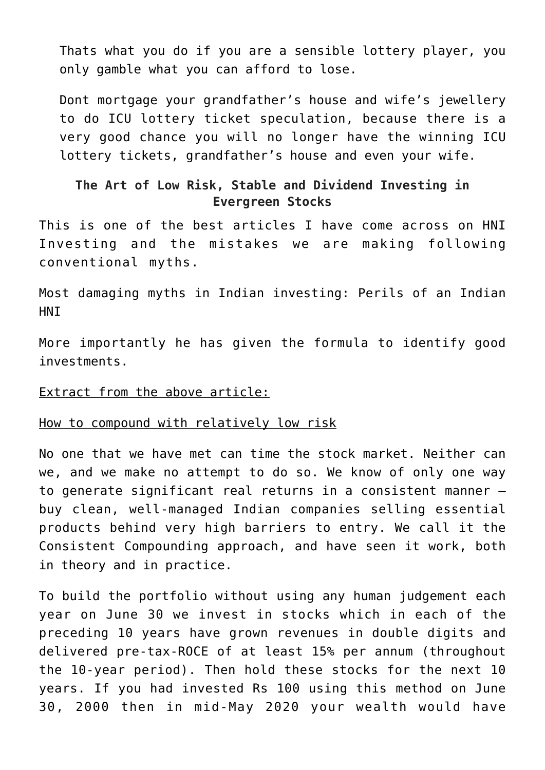> Thats what you do if you are a sensible lottery player, you only gamble what you can afford to lose.
>
> Dont mortgage your grandfather's house and wife's jewellery to do ICU lottery ticket speculation, because there is a very good chance you will no longer have the winning ICU lottery tickets, grandfather's house and even your wife.

### The Art of Low Risk, Stable and Dividend Investing in Evergreen Stocks

This is one of the best articles I have come across on HNI Investing and the mistakes we are making following conventional myths.

Most damaging myths in Indian investing: Perils of an Indian HNI

More importantly he has given the formula to identify good investments.

Extract from the above article:

How to compound with relatively low risk

No one that we have met can time the stock market. Neither can we, and we make no attempt to do so. We know of only one way to generate significant real returns in a consistent manner – buy clean, well-managed Indian companies selling essential products behind very high barriers to entry. We call it the Consistent Compounding approach, and have seen it work, both in theory and in practice.

To build the portfolio without using any human judgement each year on June 30 we invest in stocks which in each of the preceding 10 years have grown revenues in double digits and delivered pre-tax-ROCE of at least 15% per annum (throughout the 10-year period). Then hold these stocks for the next 10 years. If you had invested Rs 100 using this method on June 30, 2000 then in mid-May 2020 your wealth would have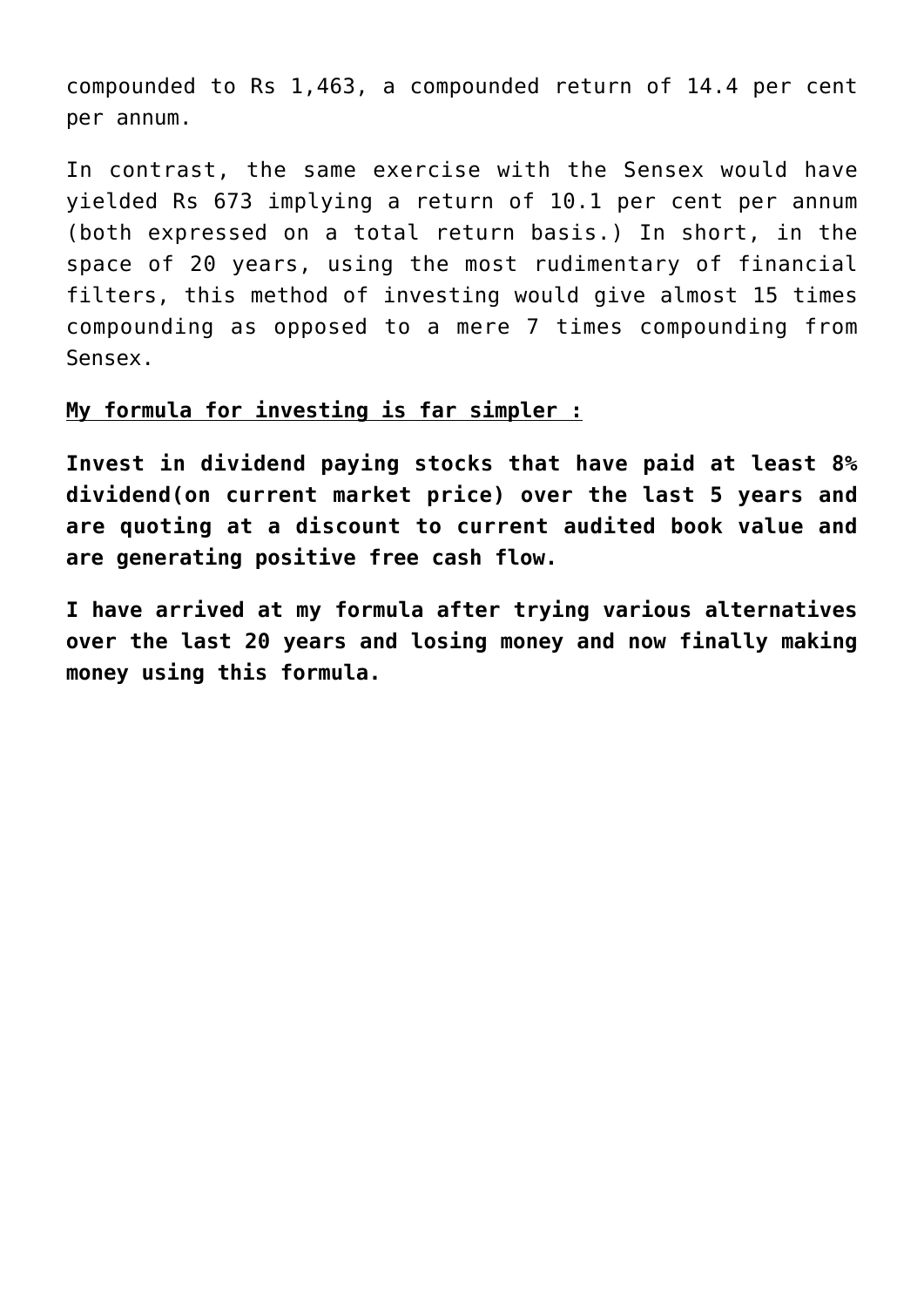compounded to Rs 1,463, a compounded return of 14.4 per cent per annum.

In contrast, the same exercise with the Sensex would have yielded Rs 673 implying a return of 10.1 per cent per annum (both expressed on a total return basis.) In short, in the space of 20 years, using the most rudimentary of financial filters, this method of investing would give almost 15 times compounding as opposed to a mere 7 times compounding from Sensex.

**My formula for investing is far simpler :**

**Invest in dividend paying stocks that have paid at least 8% dividend(on current market price) over the last 5 years and are quoting at a discount to current audited book value and are generating positive free cash flow.**

**I have arrived at my formula after trying various alternatives over the last 20 years and losing money and now finally making money using this formula.**